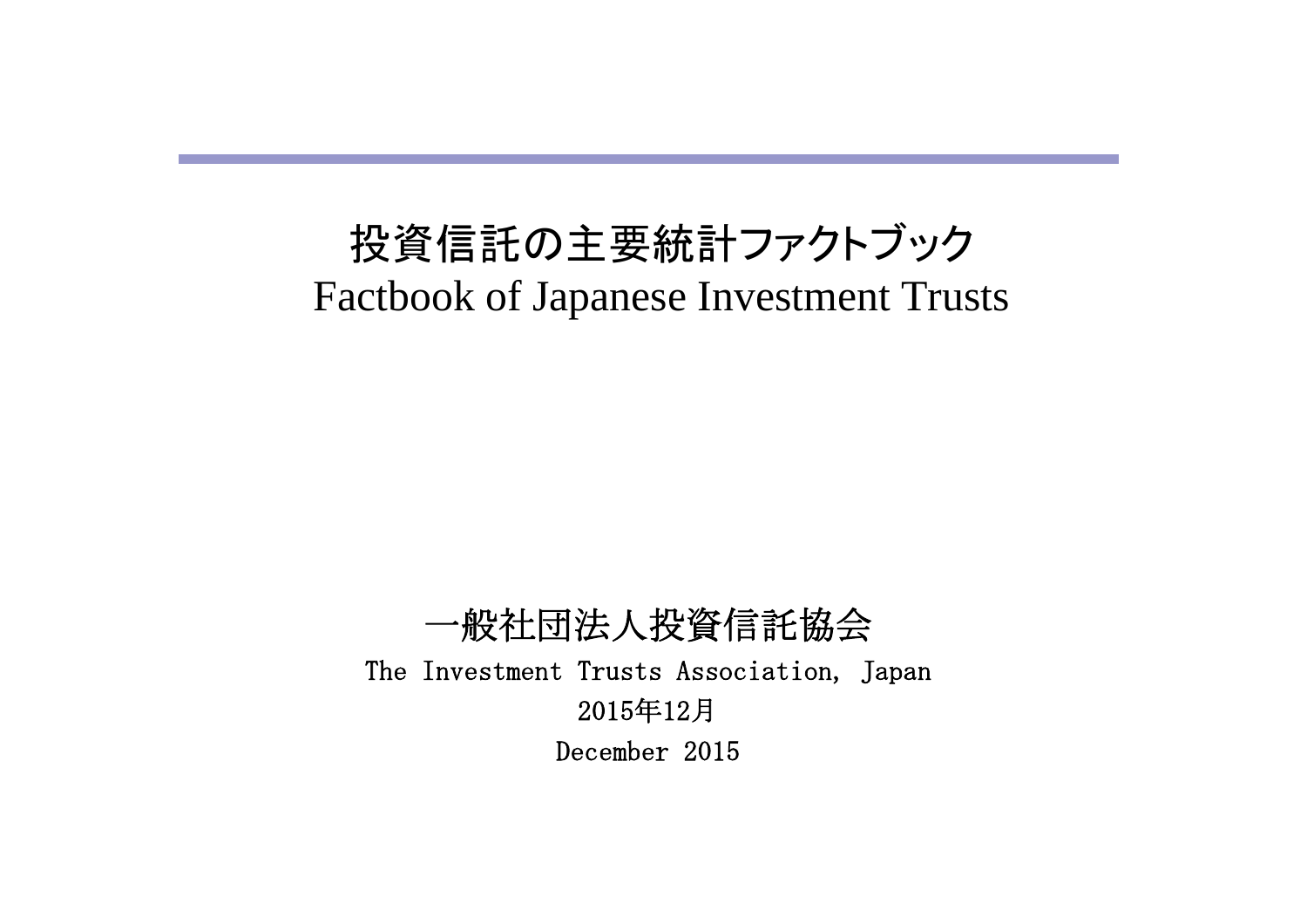# 投資信託の主要統計ファクトブック

# Factbook of Japanese Investment Trusts

一般社団法人投資信託協会

The Investment Trusts Association, Japan

2015年12月

December 2015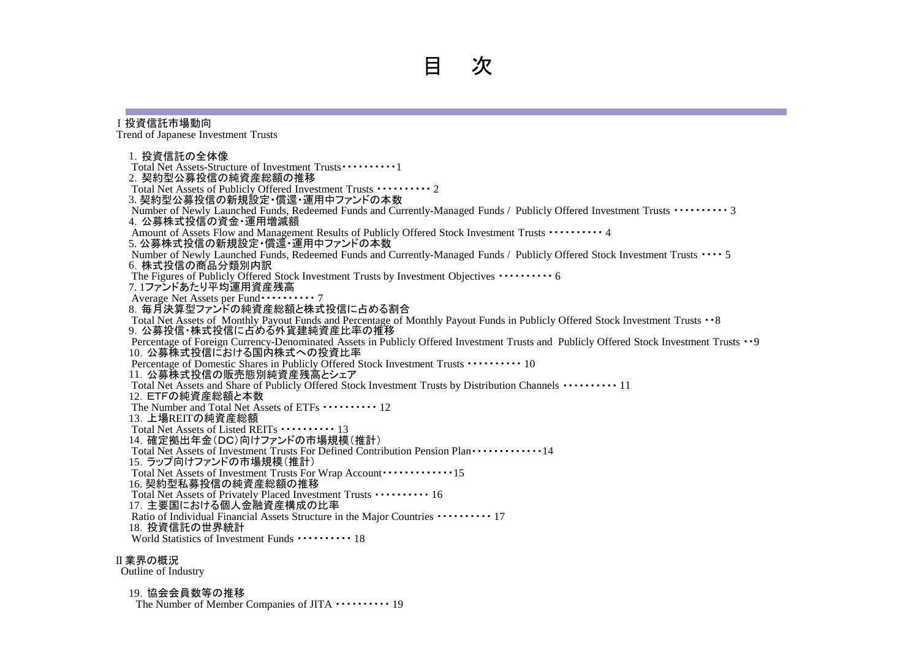# 目　次

## Ⅰ 投資信託市場動向
Trend of Japanese Investment Trusts

1. 投資信託の全体像
   Total Net Assets-Structure of Investment Trusts・・・・・・・・・・1
2. 契約型公募投信の純資産総額の推移
   Total Net Assets of Publicly Offered Investment Trusts ・・・・・・・・・・ 2
3. 契約型公募投信の新規設定・償還・運用中ファンドの本数
   Number of Newly Launched Funds, Redeemed Funds and Currently-Managed Funds / Publicly Offered Investment Trusts ・・・・・・・・・・ 3
4. 公募株式投信の資金・運用増減額
   Amount of Assets Flow and Management Results of Publicly Offered Stock Investment Trusts ・・・・・・・・・・ 4
5. 公募株式投信の新規設定・償還・運用中ファンドの本数
   Number of Newly Launched Funds, Redeemed Funds and Currently-Managed Funds / Publicly Offered Stock Investment Trusts ・・・・ 5
6. 株式投信の商品分類別内訳
   The Figures of Publicly Offered Stock Investment Trusts by Investment Objectives ・・・・・・・・・・ 6
7. 1ファンドあたり平均運用資産残高
   Average Net Assets per Fund・・・・・・・・・・ 7
8. 毎月決算型ファンドの純資産総額と株式投信に占める割合
   Total Net Assets of Monthly Payout Funds and Percentage of Monthly Payout Funds in Publicly Offered Stock Investment Trusts ・・8
9. 公募投信・株式投信に占める外貨建純資産比率の推移
   Percentage of Foreign Currency-Denominated Assets in Publicly Offered Investment Trusts and Publicly Offered Stock Investment Trusts ・・9
10. 公募株式投信における国内株式への投資比率
    Percentage of Domestic Shares in Publicly Offered Stock Investment Trusts ・・・・・・・・・・ 10
11. 公募株式投信の販売態別純資産残高とシェア
    Total Net Assets and Share of Publicly Offered Stock Investment Trusts by Distribution Channels ・・・・・・・・・・ 11
12. ETFの純資産総額と本数
    The Number and Total Net Assets of ETFs ・・・・・・・・・・ 12
13. 上場REITの純資産総額
    Total Net Assets of Listed REITs ・・・・・・・・・・ 13
14. 確定拠出年金（DC）向けファンドの市場規模（推計）
    Total Net Assets of Investment Trusts For Defined Contribution Pension Plan・・・・・・・・・・・・・14
15. ラップ向けファンドの市場規模（推計）
    Total Net Assets of Investment Trusts For Wrap Account・・・・・・・・・・・・・15
16. 契約型私募投信の純資産総額の推移
    Total Net Assets of Privately Placed Investment Trusts ・・・・・・・・・・ 16
17. 主要国における個人金融資産構成の比率
    Ratio of Individual Financial Assets Structure in the Major Countries ・・・・・・・・・・ 17
18. 投資信託の世界統計
    World Statistics of Investment Funds ・・・・・・・・・・ 18

## Ⅱ 業界の概況
Outline of Industry

19. 協会会員数等の推移
    The Number of Member Companies of JITA ・・・・・・・・・・ 19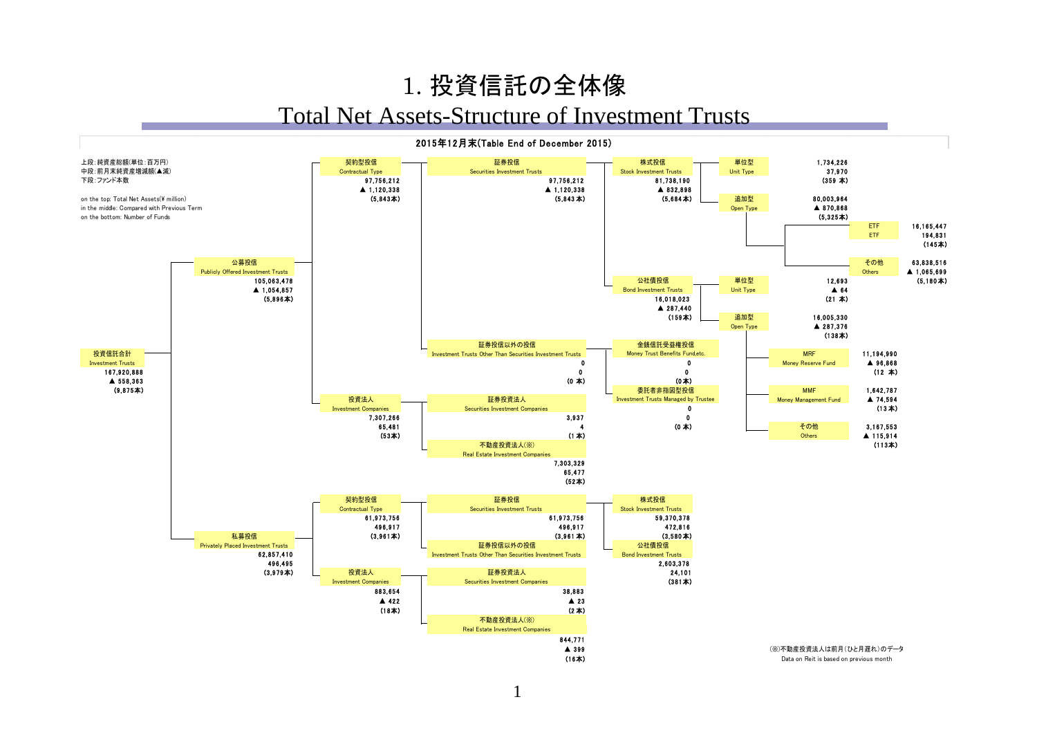# 1. 投資信託の全体像

## Total Net Assets-Structure of Investment Trusts

2015年12月末(Table End of December 2015)

上段:純資産総額(単位:百万円)
中段:前月末純資産増減額(▲減)
下段:ファンド本数

on the top: Total Net Assets(¥ million)
in the middle: Compared with Previous Term
on the bottom: Number of Funds

- 投資信託合計 Investment Trusts 167,920,888 / ▲ 558,363 / (9,875本)
  - 公募投信 Publicly Offered Investment Trusts 105,063,478 / ▲ 1,054,857 / (5,896本)
    - 契約型投信 Contractual Type 97,756,212 / ▲ 1,120,338 / (5,843本)
      - 証券投信 Securities Investment Trusts 97,756,212 / ▲ 1,120,338 / (5,843本)
        - 株式投信 Stock Investment Trusts 81,738,190 / ▲ 832,898 / (5,684本)
          - 単位型 Unit Type 1,734,226 / 37,970 / (359 本)
          - 追加型 Open Type 80,003,964 / ▲ 870,868 / (5,325本)
            - ETF ETF 16,165,447 / 194,831 / (145本)
            - その他 Others 63,838,516 / ▲ 1,065,699 / (5,180本)
        - 公社債投信 Bond Investment Trusts 16,018,023 / ▲ 287,440 / (159本)
          - 単位型 Unit Type 12,693 / ▲ 64 / (21 本)
          - 追加型 Open Type 16,005,330 / ▲ 287,376 / (138本)
            - MRF Money Reserve Fund 11,194,990 / ▲ 96,868 / (12 本)
            - MMF Money Management Fund 1,642,787 / ▲ 74,594 / (13本)
            - その他 Others 3,167,553 / ▲ 115,914 / (113本)
      - 証券投信以外の投信 Investment Trusts Other Than Securities Investment Trusts 0 / 0 / (0 本)
        - 金銭信託受益権投信 Money Trust Benefits Fund,etc. 0 / 0 / (0本)
        - 委託者非指図型投信 Investment Trusts Managed by Trustee 0 / 0 / (0 本)
    - 投資法人 Investment Companies 7,307,266 / 65,481 / (53本)
      - 証券投資法人 Securities Investment Companies 3,937 / 4 / (1 本)
      - 不動産投資法人(※) Real Estate Investment Companies 7,303,329 / 65,477 / (52本)
  - 私募投信 Privately Placed Investment Trusts 62,857,410 / 496,495 / (3,979本)
    - 契約型投信 Contractual Type 61,973,756 / 496,917 / (3,961本)
      - 証券投信 Securities Investment Trusts 61,973,756 / 496,917 / (3,961 本)
        - 株式投信 Stock Investment Trusts 59,370,378 / 472,816 / (3,580本)
        - 公社債投信 Bond Investment Trusts 2,603,378 / 24,101 / (381本)
      - 証券投信以外の投信 Investment Trusts Other Than Securities Investment Trusts
    - 投資法人 Investment Companies 883,654 / ▲ 422 / (18本)
      - 証券投資法人 Securities Investment Companies 38,883 / ▲ 23 / (2 本)
      - 不動産投資法人(※) Real Estate Investment Companies 844,771 / ▲ 399 / (16本)

(※)不動産投資法人は前月(ひと月遅れ)のデータ
Data on Reit is based on previous month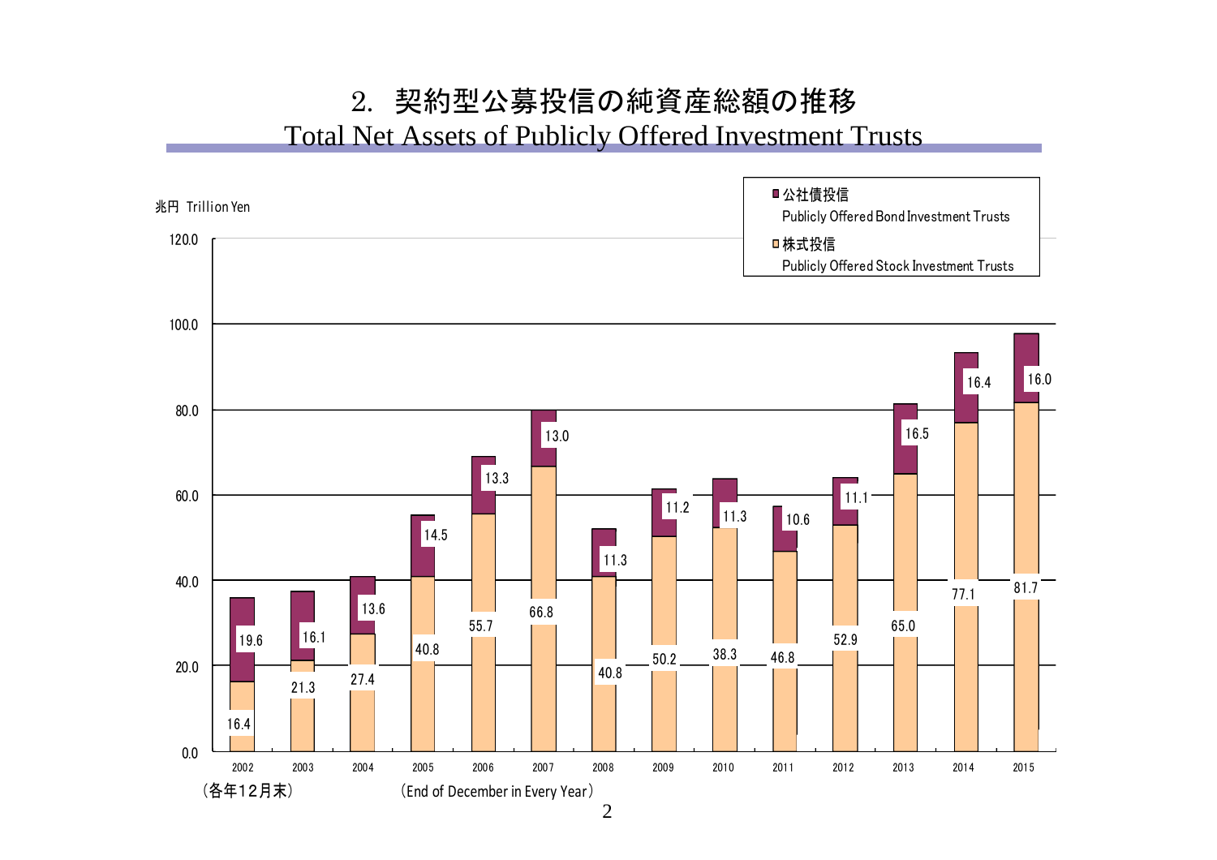## 2. 契約型公募投信の純資産総額の推移

## Total Net Assets of Publicly Offered Investment Trusts

兆円 Trillion Yen

| 年 Year | 株式投信 Publicly Offered Stock Investment Trusts | 公社債投信 Publicly Offered Bond Investment Trusts |
|---|---|---|
| 2002 | 16.4 | 19.6 |
| 2003 | 21.3 | 16.1 |
| 2004 | 27.4 | 13.6 |
| 2005 | 40.8 | 14.5 |
| 2006 | 55.7 | 13.3 |
| 2007 | 66.8 | 13.0 |
| 2008 | 40.8 | 11.3 |
| 2009 | 50.2 | 11.2 |
| 2010 | 38.3 | 11.3 |
| 2011 | 46.8 | 10.6 |
| 2012 | 52.9 | 11.1 |
| 2013 | 65.0 | 16.5 |
| 2014 | 77.1 | 16.4 |
| 2015 | 81.7 | 16.0 |

（各年12月末） (End of December in Every Year)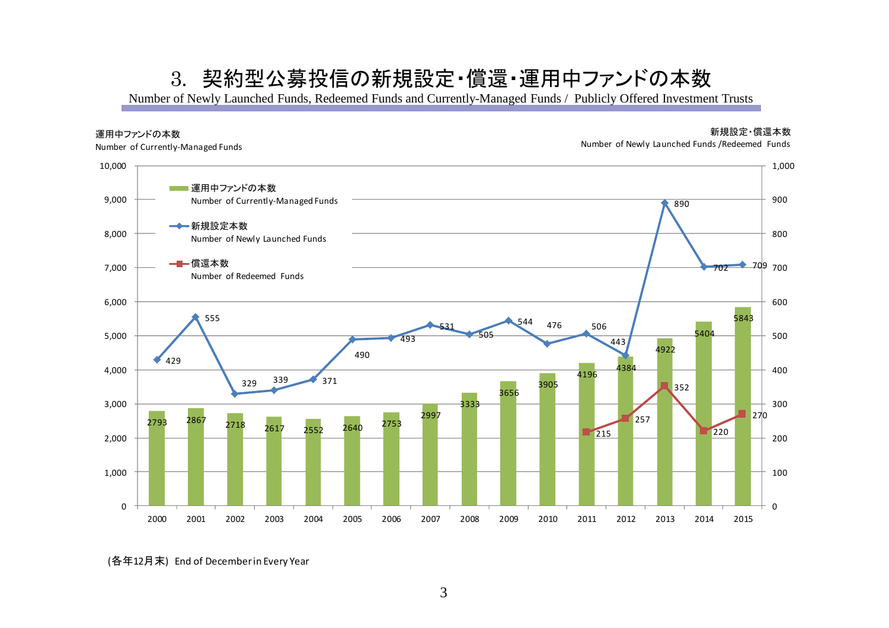# 3. 契約型公募投信の新規設定・償還・運用中ファンドの本数

Number of Newly Launched Funds, Redeemed Funds and Currently-Managed Funds / Publicly Offered Investment Trusts

| 年 Year | 運用中ファンドの本数 Number of Currently-Managed Funds | 新規設定本数 Number of Newly Launched Funds | 償還本数 Number of Redeemed Funds |
|---|---|---|---|
| 2000 | 2793 | 429 | |
| 2001 | 2867 | 555 | |
| 2002 | 2718 | 329 | |
| 2003 | 2617 | 339 | |
| 2004 | 2552 | 371 | |
| 2005 | 2640 | 490 | |
| 2006 | 2753 | 493 | |
| 2007 | 2997 | 531 | |
| 2008 | 3333 | 505 | |
| 2009 | 3656 | 544 | |
| 2010 | 3905 | 476 | |
| 2011 | 4196 | 506 | 215 |
| 2012 | 4384 | 443 | 257 |
| 2013 | 4922 | 890 | 352 |
| 2014 | 5404 | 702 | 220 |
| 2015 | 5843 | 709 | 270 |

(各年12月末) End of December in Every Year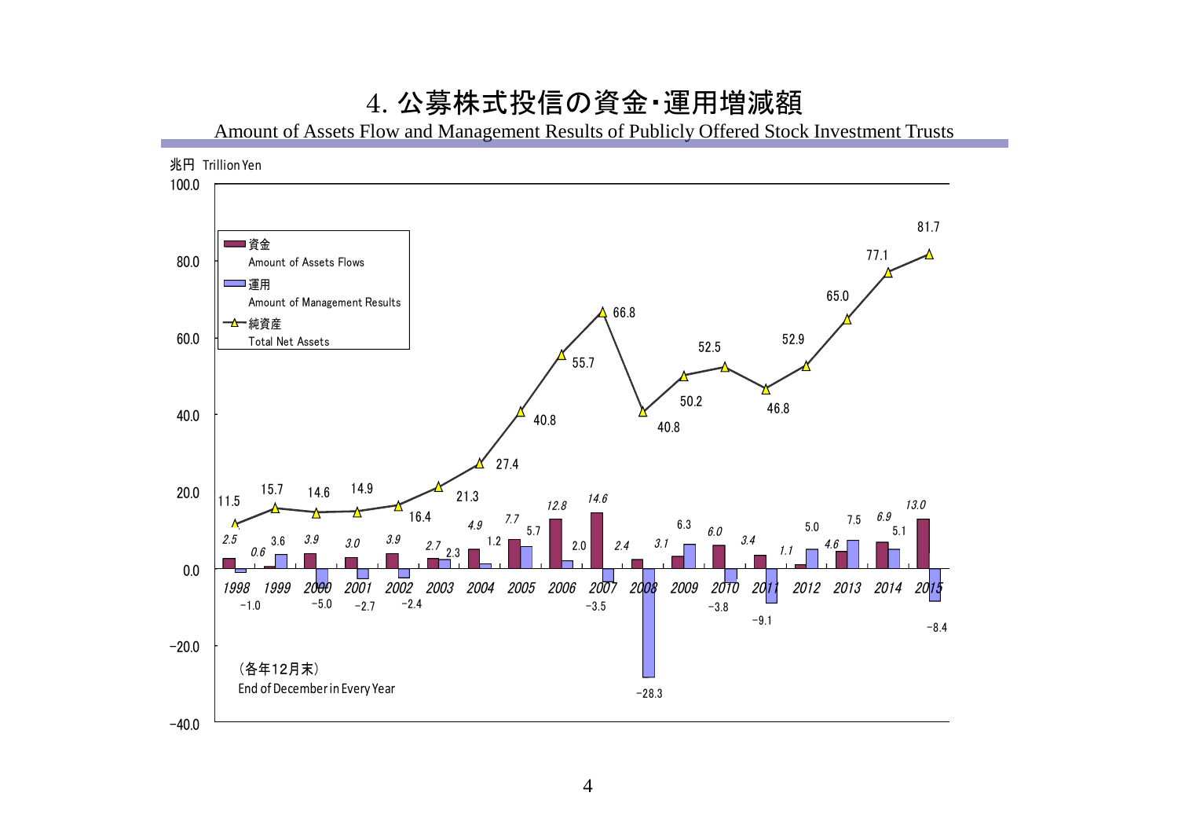# 4. 公募株式投信の資金・運用増減額

Amount of Assets Flow and Management Results of Publicly Offered Stock Investment Trusts

兆円 Trillion Yen

| 年 | 資金 Amount of Assets Flows | 運用 Amount of Management Results | 純資産 Total Net Assets |
|---|---|---|---|
| 1998 | 2.5 | −1.0 | 11.5 |
| 1999 | 0.6 | 3.6 | 15.7 |
| 2000 | 3.9 | −5.0 | 14.6 |
| 2001 | 3.0 | −2.7 | 14.9 |
| 2002 | 3.9 | −2.4 | 16.4 |
| 2003 | 2.7 | 2.3 | 21.3 |
| 2004 | 4.9 | 1.2 | 27.4 |
| 2005 | 7.7 | 5.7 | 40.8 |
| 2006 | 12.8 | 2.0 | 55.7 |
| 2007 | 14.6 | −3.5 | 66.8 |
| 2008 | 2.4 | −28.3 | 40.8 |
| 2009 | 3.1 | 6.3 | 50.2 |
| 2010 | 6.0 | −3.8 | 52.5 |
| 2011 | 3.4 | −9.1 | 46.8 |
| 2012 | 1.1 | 5.0 | 52.9 |
| 2013 | 4.6 | 7.5 | 65.0 |
| 2014 | 6.9 | 5.1 | 77.1 |
| 2015 | 13.0 | −8.4 | 81.7 |

（各年12月末）
End of December in Every Year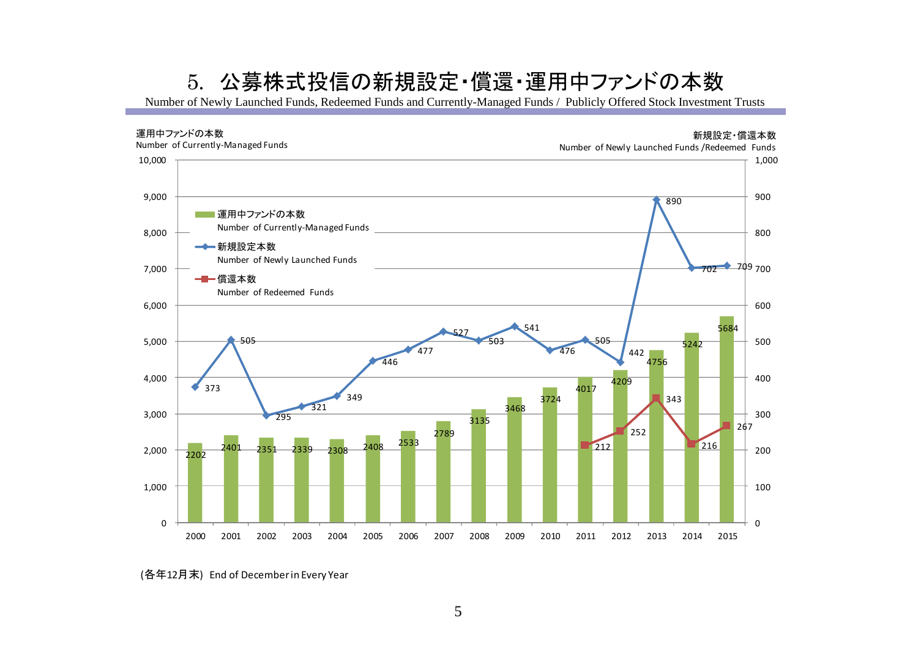# 5. 公募株式投信の新規設定・償還・運用中ファンドの本数

Number of Newly Launched Funds, Redeemed Funds and Currently-Managed Funds / Publicly Offered Stock Investment Trusts

| 年 Year | 運用中ファンドの本数 Number of Currently-Managed Funds | 新規設定本数 Number of Newly Launched Funds | 償還本数 Number of Redeemed Funds |
|---|---|---|---|
| 2000 | 2202 | 373 | |
| 2001 | 2401 | 505 | |
| 2002 | 2351 | 295 | |
| 2003 | 2339 | 321 | |
| 2004 | 2308 | 349 | |
| 2005 | 2408 | 446 | |
| 2006 | 2533 | 477 | |
| 2007 | 2789 | 527 | |
| 2008 | 3135 | 503 | |
| 2009 | 3468 | 541 | |
| 2010 | 3724 | 476 | |
| 2011 | 4017 | 505 | 212 |
| 2012 | 4209 | 442 | 252 |
| 2013 | 4756 | 890 | 343 |
| 2014 | 5242 | 702 | 216 |
| 2015 | 5684 | 709 | 267 |

(各年12月末) End of December in Every Year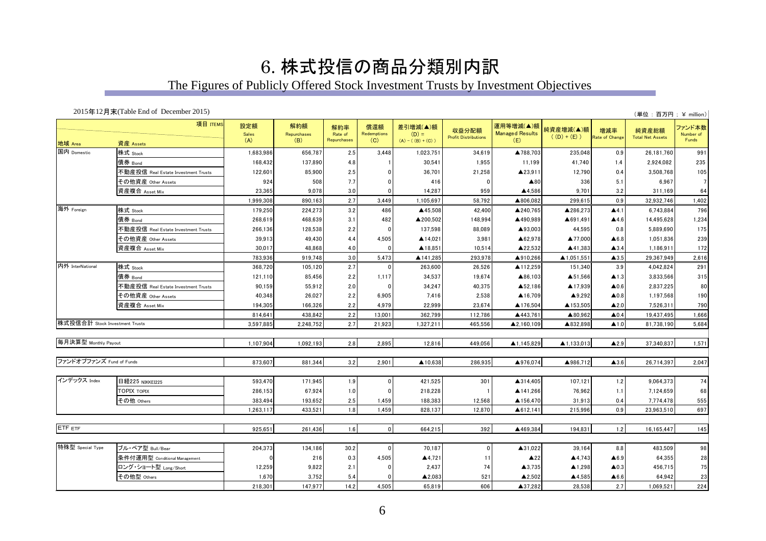# 6. 株式投信の商品分類別内訳

## The Figures of Publicly Offered Stock Investment Trusts by Investment Objectives

2015年12月末(Table End of December 2015)

（単位：百万円 ； ¥ million）

| 地域 Area | 資産 Assets | 設定額 Sales (A) | 解約額 Repurchases (B) | 解約率 Rate of Repurchases | 償還額 Redemptions (C) | 差引増減(▲)額 (D) = (A) − ( (B) + (C) ) | 収益分配額 Profit Distributions | 運用等増減(▲)額 Managed Results (E) | 純資産増減(▲)額 ( (D) + (E) ) | 増減率 Rate of Change | 純資産総額 Total Net Assets | ファンド本数 Number of Funds |
|---|---|---|---|---|---|---|---|---|---|---|---|---|
| 国内 Domestic | 株式 Stock | 1,683,986 | 656,787 | 2.5 | 3,448 | 1,023,751 | 34,619 | ▲788,703 | 235,048 | 0.9 | 26,181,760 | 991 |
| | 債券 Bond | 168,432 | 137,890 | 4.8 | 1 | 30,541 | 1,955 | 11,199 | 41,740 | 1.4 | 2,924,082 | 235 |
| | 不動産投信 Real Estate Investment Trusts | 122,601 | 85,900 | 2.5 | 0 | 36,701 | 21,258 | ▲23,911 | 12,790 | 0.4 | 3,508,768 | 105 |
| | その他資産 Other Assets | 924 | 508 | 7.7 | 0 | 416 | 0 | ▲80 | 336 | 5.1 | 6,967 | 7 |
| | 資産複合 Asset Mix | 23,365 | 9,078 | 3.0 | 0 | 14,287 | 959 | ▲4,586 | 9,701 | 3.2 | 311,169 | 64 |
| | | 1,999,308 | 890,163 | 2.7 | 3,449 | 1,105,697 | 58,792 | ▲806,082 | 299,615 | 0.9 | 32,932,746 | 1,402 |
| 海外 Foreign | 株式 Stock | 179,250 | 224,273 | 3.2 | 486 | ▲45,508 | 42,400 | ▲240,765 | ▲286,273 | ▲4.1 | 6,743,884 | 796 |
| | 債券 Bond | 268,619 | 468,639 | 3.1 | 482 | ▲200,502 | 148,994 | ▲490,989 | ▲691,491 | ▲4.6 | 14,495,628 | 1,234 |
| | 不動産投信 Real Estate Investment Trusts | 266,136 | 128,538 | 2.2 | 0 | 137,598 | 88,089 | ▲93,003 | 44,595 | 0.8 | 5,889,690 | 175 |
| | その他資産 Other Assets | 39,913 | 49,430 | 4.4 | 4,505 | ▲14,021 | 3,981 | ▲62,978 | ▲77,000 | ▲6.8 | 1,051,836 | 239 |
| | 資産複合 Asset Mix | 30,017 | 48,868 | 4.0 | 0 | ▲18,851 | 10,514 | ▲22,532 | ▲41,383 | ▲3.4 | 1,186,911 | 172 |
| | | 783,936 | 919,748 | 3.0 | 5,473 | ▲141,285 | 293,978 | ▲910,266 | ▲1,051,551 | ▲3.5 | 29,367,949 | 2,616 |
| 内外 InterNational | 株式 Stock | 368,720 | 105,120 | 2.7 | 0 | 263,600 | 26,526 | ▲112,259 | 151,340 | 3.9 | 4,042,824 | 291 |
| | 債券 Bond | 121,110 | 85,456 | 2.2 | 1,117 | 34,537 | 19,674 | ▲86,103 | ▲51,566 | ▲1.3 | 3,833,566 | 315 |
| | 不動産投信 Real Estate Investment Trusts | 90,159 | 55,912 | 2.0 | 0 | 34,247 | 40,375 | ▲52,186 | ▲17,939 | ▲0.6 | 2,837,225 | 80 |
| | その他資産 Other Assets | 40,348 | 26,027 | 2.2 | 6,905 | 7,416 | 2,538 | ▲16,709 | ▲9,292 | ▲0.8 | 1,197,568 | 190 |
| | 資産複合 Asset Mix | 194,305 | 166,326 | 2.2 | 4,979 | 22,999 | 23,674 | ▲176,504 | ▲153,505 | ▲2.0 | 7,526,311 | 790 |
| | | 814,641 | 438,842 | 2.2 | 13,001 | 362,799 | 112,786 | ▲443,761 | ▲80,962 | ▲0.4 | 19,437,495 | 1,666 |
| 株式投信合計 Stock Investment Trusts | | 3,597,885 | 2,248,752 | 2.7 | 21,923 | 1,327,211 | 465,556 | ▲2,160,109 | ▲832,898 | ▲1.0 | 81,738,190 | 5,684 |
| 毎月決算型 Monthly Payout | | 1,107,904 | 1,092,193 | 2.8 | 2,895 | 12,816 | 449,056 | ▲1,145,829 | ▲1,133,013 | ▲2.9 | 37,340,837 | 1,571 |
| ファンドオブファンズ Fund of Funds | | 873,607 | 881,344 | 3.2 | 2,901 | ▲10,638 | 286,935 | ▲976,074 | ▲986,712 | ▲3.6 | 26,714,397 | 2,047 |
| インデックス Index | 日経225 NIKKEI225 | 593,470 | 171,945 | 1.9 | 0 | 421,525 | 301 | ▲314,405 | 107,121 | 1.2 | 9,064,373 | 74 |
| | TOPIX TOPIX | 286,153 | 67,924 | 1.0 | 0 | 218,228 | 1 | ▲141,266 | 76,962 | 1.1 | 7,124,659 | 68 |
| | その他 Others | 383,494 | 193,652 | 2.5 | 1,459 | 188,383 | 12,568 | ▲156,470 | 31,913 | 0.4 | 7,774,478 | 555 |
| | | 1,263,117 | 433,521 | 1.8 | 1,459 | 828,137 | 12,870 | ▲612,141 | 215,996 | 0.9 | 23,963,510 | 697 |
| ETF ETF | | 925,651 | 261,436 | 1.6 | 0 | 664,215 | 392 | ▲469,384 | 194,831 | 1.2 | 16,165,447 | 145 |
| 特殊型 Special Type | ブル・ベア型 Bull/Bear | 204,373 | 134,186 | 30.2 | 0 | 70,187 | 0 | ▲31,022 | 39,164 | 8.8 | 483,509 | 98 |
| | 条件付運用型 Conditional Management | 0 | 216 | 0.3 | 4,505 | ▲4,721 | 11 | ▲22 | ▲4,743 | ▲6.9 | 64,355 | 28 |
| | ロング・ショート型 Long/Short | 12,259 | 9,822 | 2.1 | 0 | 2,437 | 74 | ▲3,735 | ▲1,298 | ▲0.3 | 456,715 | 75 |
| | その他型 Others | 1,670 | 3,752 | 5.4 | 0 | ▲2,083 | 521 | ▲2,502 | ▲4,585 | ▲6.6 | 64,942 | 23 |
| | | 218,301 | 147,977 | 14.2 | 4,505 | 65,819 | 606 | ▲37,282 | 28,538 | 2.7 | 1,069,521 | 224 |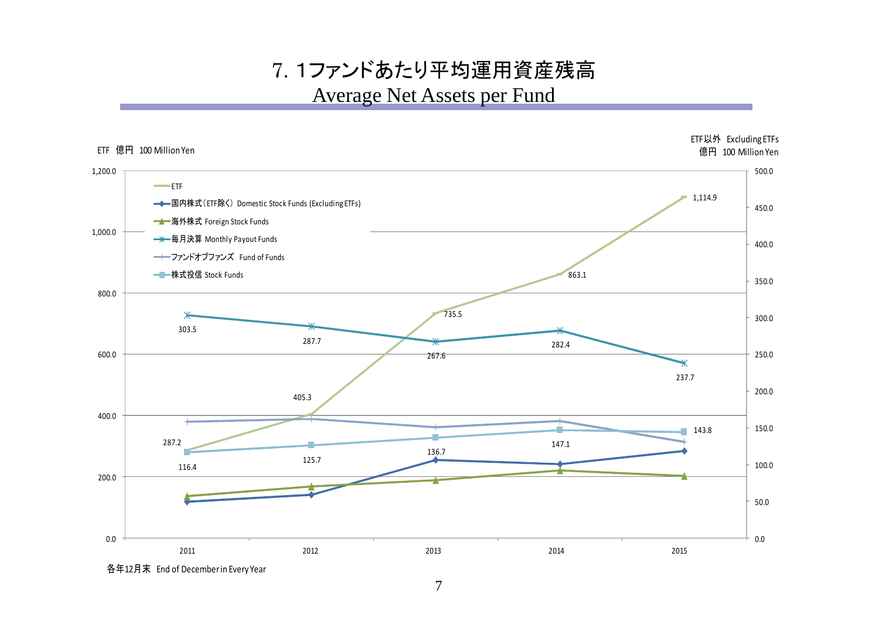# 7. 1ファンドあたり平均運用資産残高

## Average Net Assets per Fund

ETF 億円 100 Million Yen

ETF以外 Excluding ETFs
億円 100 Million Yen

| | 2011 | 2012 | 2013 | 2014 | 2015 |
|---|---|---|---|---|---|
| ETF | 287.2 | 405.3 | 735.5 | 863.1 | 1,114.9 |
| 毎月決算 Monthly Payout Funds | 303.5 | 287.7 | 267.6 | 282.4 | 237.7 |
| 株式投信 Stock Funds | 116.4 | 125.7 | 136.7 | 147.1 | 143.8 |

Legend: ETF / 国内株式（ETF除く） Domestic Stock Funds (Excluding ETFs) / 海外株式 Foreign Stock Funds / 毎月決算 Monthly Payout Funds / ファンドオブファンズ Fund of Funds / 株式投信 Stock Funds

各年12月末 End of December in Every Year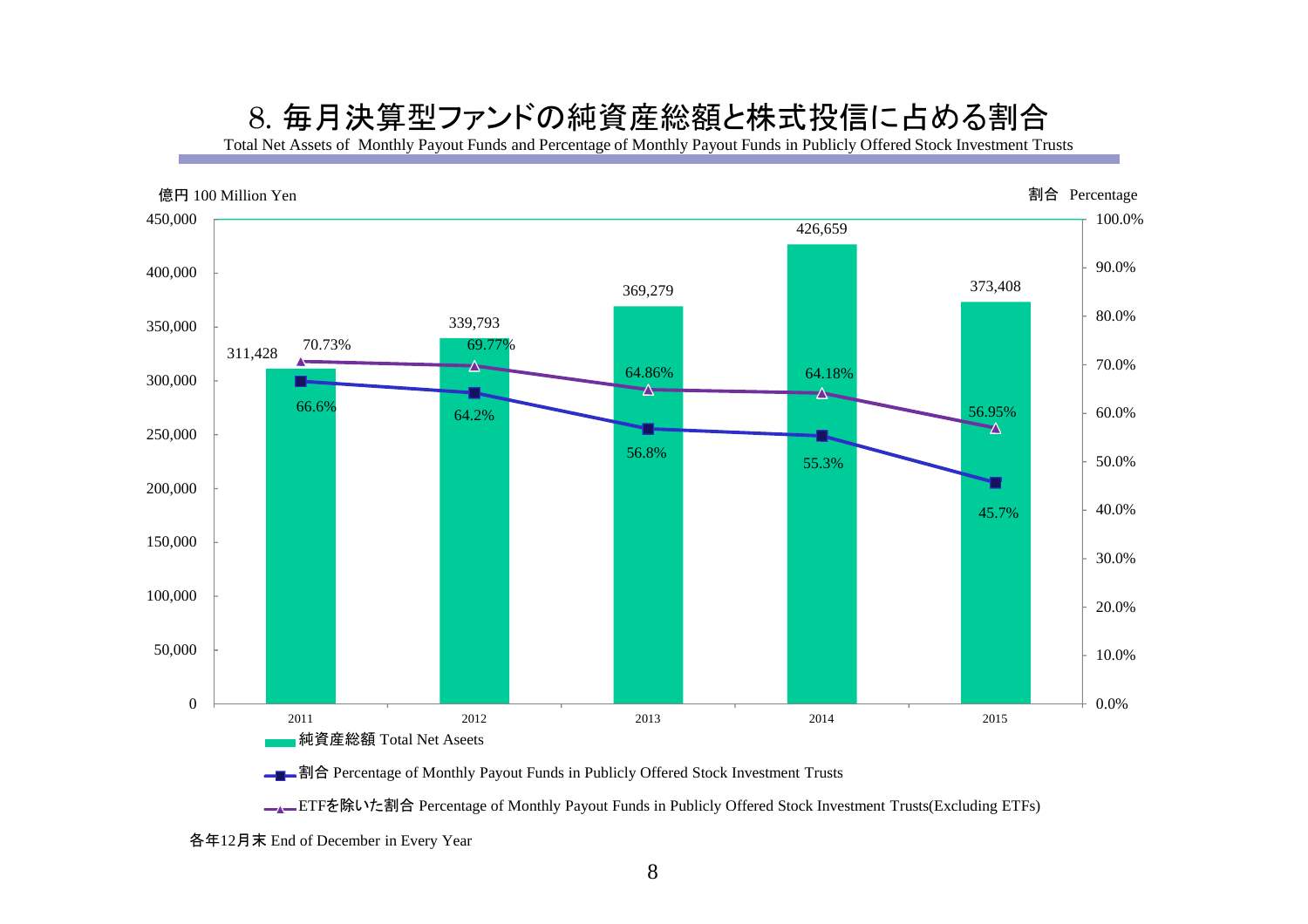# 8. 毎月決算型ファンドの純資産総額と株式投信に占める割合

Total Net Assets of Monthly Payout Funds and Percentage of Monthly Payout Funds in Publicly Offered Stock Investment Trusts

億円 100 Million Yen / 割合 Percentage

| | 2011 | 2012 | 2013 | 2014 | 2015 |
|---|---|---|---|---|---|
| 純資産総額 Total Net Aseets | 311,428 | 339,793 | 369,279 | 426,659 | 373,408 |
| 割合 Percentage of Monthly Payout Funds in Publicly Offered Stock Investment Trusts | 66.6% | 64.2% | 56.8% | 55.3% | 45.7% |
| ETFを除いた割合 Percentage of Monthly Payout Funds in Publicly Offered Stock Investment Trusts(Excluding ETFs) | 70.73% | 69.77% | 64.86% | 64.18% | 56.95% |

各年12月末 End of December in Every Year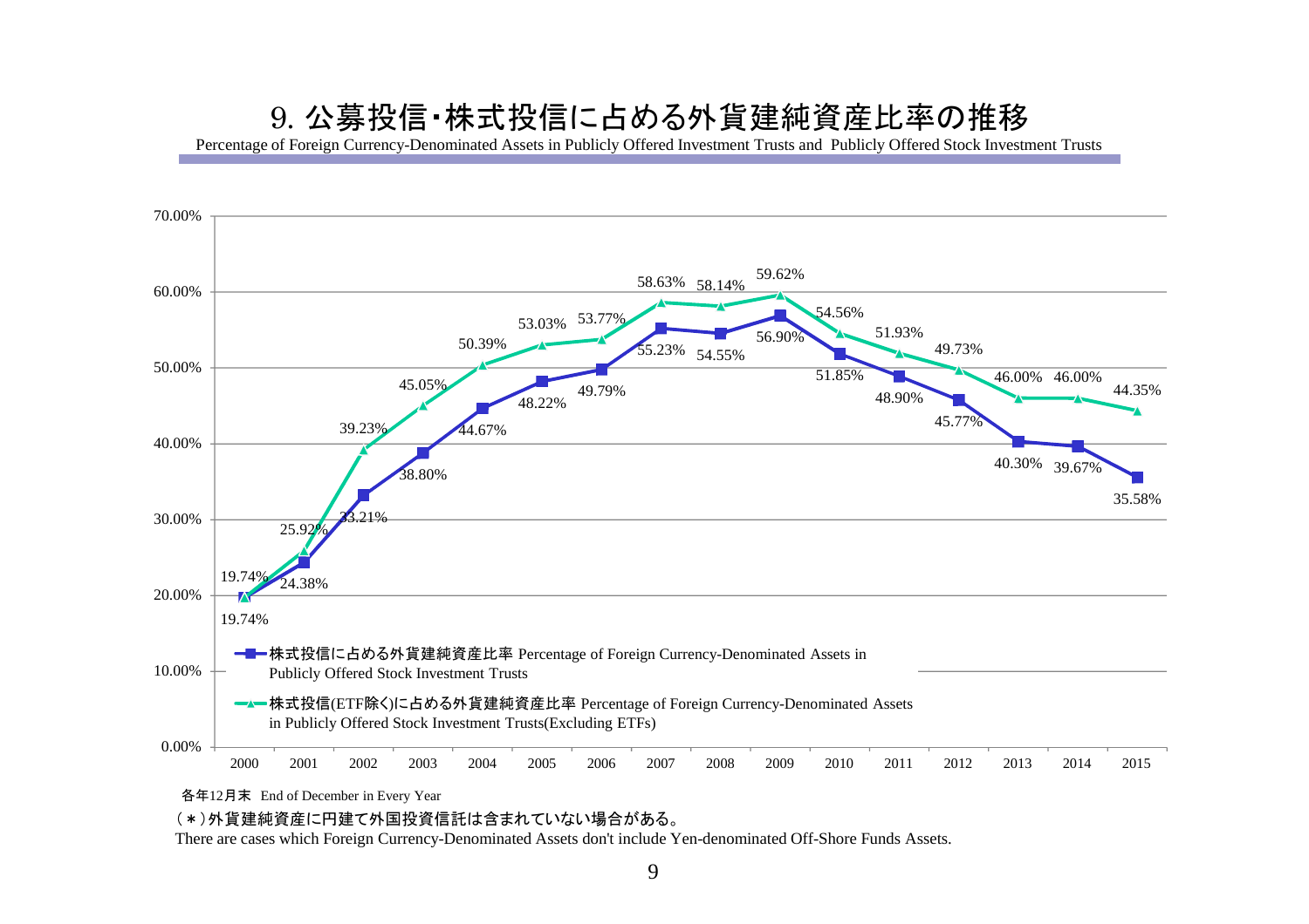## 9. 公募投信・株式投信に占める外貨建純資産比率の推移

Percentage of Foreign Currency-Denominated Assets in Publicly Offered Investment Trusts and Publicly Offered Stock Investment Trusts

| 年 Year | 株式投信に占める外貨建純資産比率 Percentage of Foreign Currency-Denominated Assets in Publicly Offered Stock Investment Trusts | 株式投信(ETF除く)に占める外貨建純資産比率 Percentage of Foreign Currency-Denominated Assets in Publicly Offered Stock Investment Trusts(Excluding ETFs) |
|---|---|---|
| 2000 | 19.74% | 19.74% |
| 2001 | 24.38% | 25.92% |
| 2002 | 33.21% | 39.23% |
| 2003 | 38.80% | 45.05% |
| 2004 | 44.67% | 50.39% |
| 2005 | 48.22% | 53.03% |
| 2006 | 49.79% | 53.77% |
| 2007 | 55.23% | 58.63% |
| 2008 | 54.55% | 58.14% |
| 2009 | 56.90% | 59.62% |
| 2010 | 51.85% | 54.56% |
| 2011 | 48.90% | 51.93% |
| 2012 | 45.77% | 49.73% |
| 2013 | 40.30% | 46.00% |
| 2014 | 39.67% | 46.00% |
| 2015 | 35.58% | 44.35% |

各年12月末 End of December in Every Year

（＊）外貨建純資産に円建て外国投資信託は含まれていない場合がある。

There are cases which Foreign Currency-Denominated Assets don't include Yen-denominated Off-Shore Funds Assets.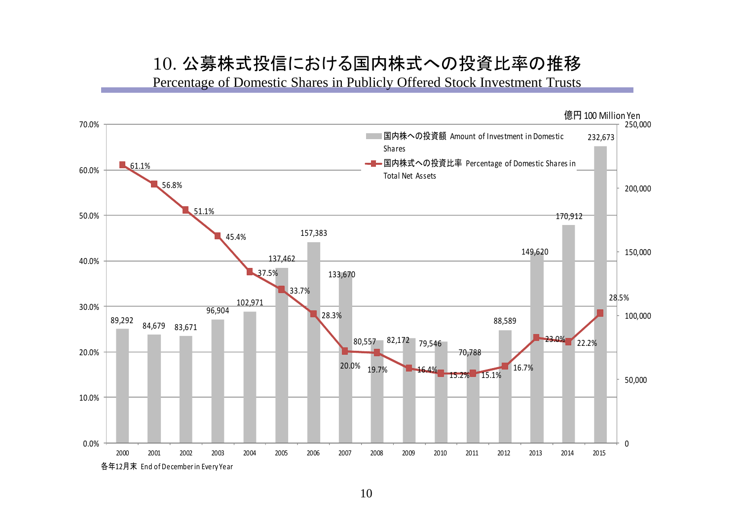# 10. 公募株式投信における国内株式への投資比率の推移

Percentage of Domestic Shares in Publicly Offered Stock Investment Trusts

億円 100 Million Yen

| 年 Year | 国内株への投資額 Amount of Investment in Domestic Shares | 国内株式への投資比率 Percentage of Domestic Shares in Total Net Assets |
|---|---|---|
| 2000 | 89,292 | 61.1% |
| 2001 | 84,679 | 56.8% |
| 2002 | 83,671 | 51.1% |
| 2003 | 96,904 | 45.4% |
| 2004 | 102,971 | 37.5% |
| 2005 | 137,462 | 33.7% |
| 2006 | 157,383 | 28.3% |
| 2007 | 133,670 | 20.0% |
| 2008 | 80,557 | 19.7% |
| 2009 | 82,172 | 16.4% |
| 2010 | 79,546 | 15.2% |
| 2011 | 70,788 | 15.1% |
| 2012 | 88,589 | 16.7% |
| 2013 | 149,620 | 23.0% |
| 2014 | 170,912 | 22.2% |
| 2015 | 232,673 | 28.5% |

各年12月末 End of December in Every Year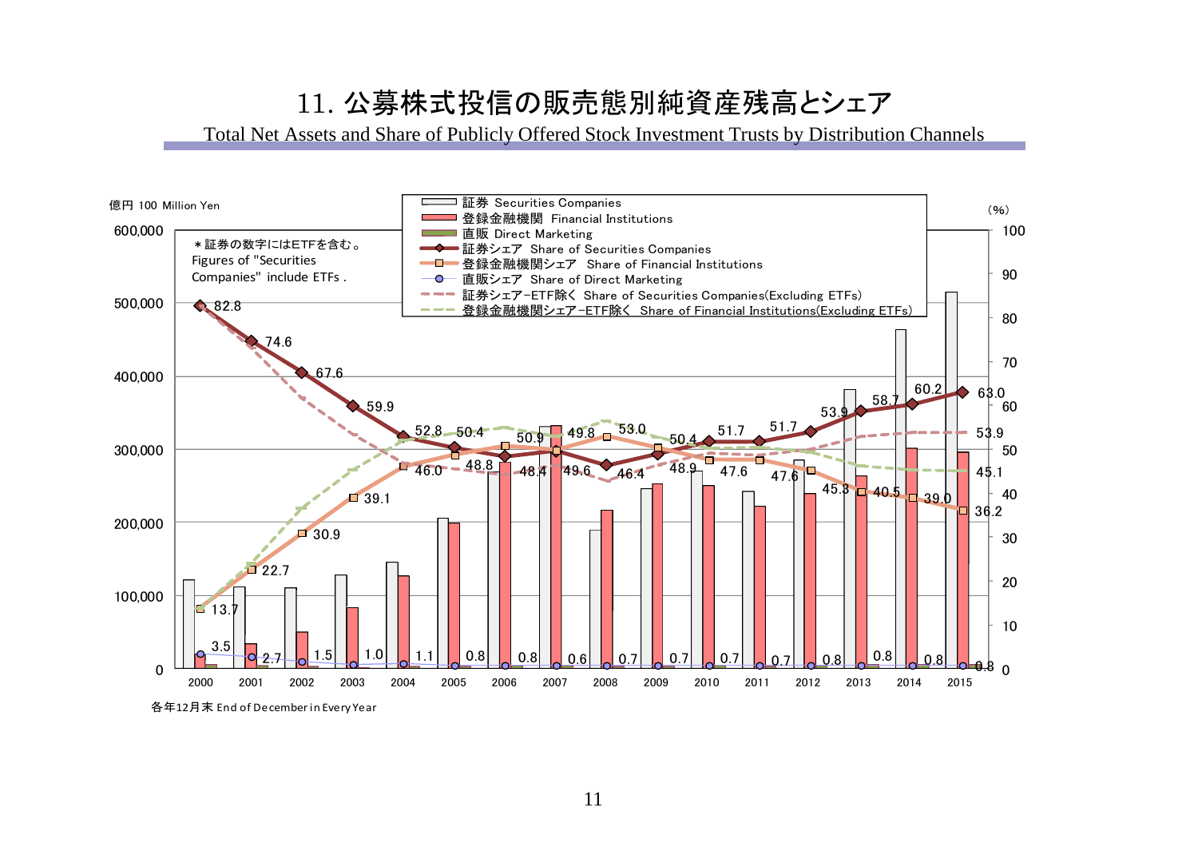# 11. 公募株式投信の販売態別純資産残高とシェア

Total Net Assets and Share of Publicly Offered Stock Investment Trusts by Distribution Channels

億円 100 Million Yen

(%)

＊証券の数字にはETFを含む。
Figures of "Securities Companies" include ETFs .

- 証券 Securities Companies
- 登録金融機関 Financial Institutions
- 直販 Direct Marketing
- 証券シェア Share of Securities Companies
- 登録金融機関シェア Share of Financial Institutions
- 直販シェア Share of Direct Marketing
- 証券シェア−ETF除く Share of Securities Companies(Excluding ETFs)
- 登録金融機関シェア−ETF除く Share of Financial Institutions(Excluding ETFs)

| | 2000 | 2001 | 2002 | 2003 | 2004 | 2005 | 2006 | 2007 | 2008 | 2009 | 2010 | 2011 | 2012 | 2013 | 2014 | 2015 |
|---|---|---|---|---|---|---|---|---|---|---|---|---|---|---|---|---|
| 証券シェア (%) | 82.8 | 74.6 | 67.6 | 59.9 | 52.8 | 50.4 | 48.8 | 49.6 | 46.4 | 48.9 | 51.7 | 51.7 | 53.9 | 58.7 | 60.2 | 63.0 |
| 登録金融機関シェア (%) | 13.7 | 22.7 | 30.9 | 39.1 | 46.0 | 48.4 | 50.9 | 49.8 | 53.0 | 50.4 | 47.6 | 47.6 | 45.3 | 40.5 | 39.0 | 36.2 |
| 直販シェア (%) | 3.5 | 2.7 | 1.5 | 1.0 | 1.1 | 0.8 | 0.8 | 0.6 | 0.7 | 0.7 | 0.7 | 0.7 | 0.8 | 0.8 | 0.8 | 0.8 |

各年12月末 End of December in Every Year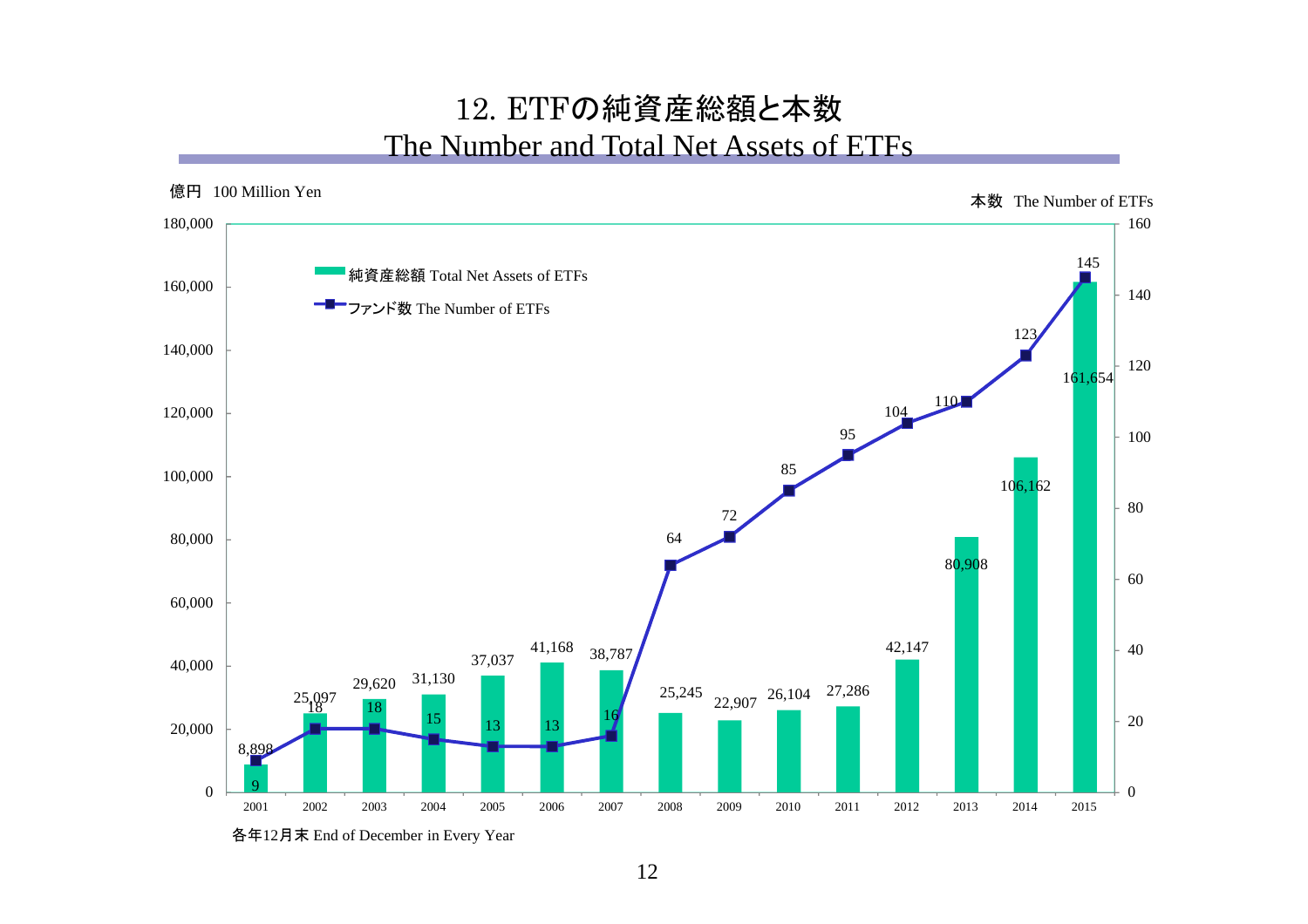# 12. ETFの純資産総額と本数
## The Number and Total Net Assets of ETFs

億円 100 Million Yen

本数 The Number of ETFs

| 年 Year | 純資産総額 Total Net Assets of ETFs | ファンド数 The Number of ETFs |
|---|---|---|
| 2001 | 8,898 | 9 |
| 2002 | 25,097 | 18 |
| 2003 | 29,620 | 18 |
| 2004 | 31,130 | 15 |
| 2005 | 37,037 | 13 |
| 2006 | 41,168 | 13 |
| 2007 | 38,787 | 16 |
| 2008 | 25,245 | 64 |
| 2009 | 22,907 | 72 |
| 2010 | 26,104 | 85 |
| 2011 | 27,286 | 95 |
| 2012 | 42,147 | 104 |
| 2013 | 80,908 | 110 |
| 2014 | 106,162 | 123 |
| 2015 | 161,654 | 145 |

各年12月末 End of December in Every Year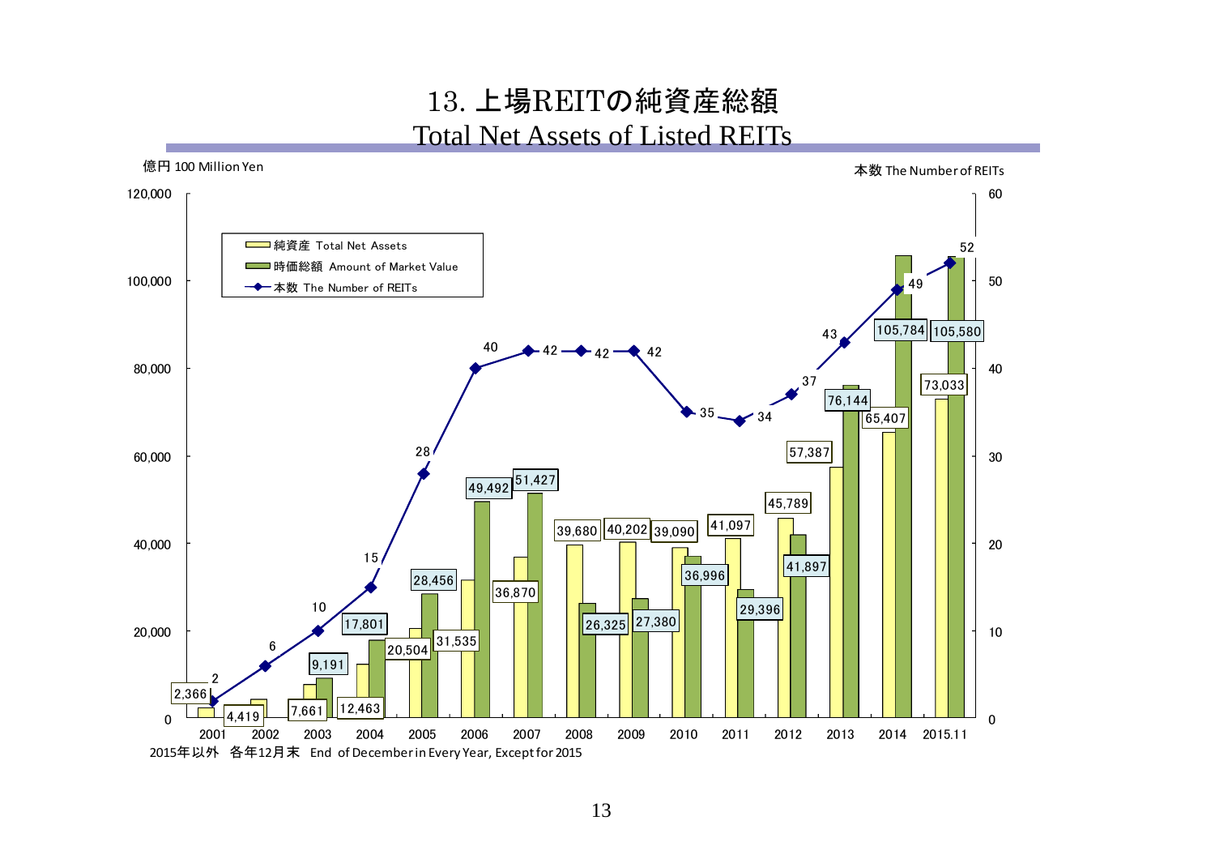# 13. 上場REITの純資産総額
## Total Net Assets of Listed REITs

億円 100 Million Yen / 本数 The Number of REITs

| 年 Year | 純資産 Total Net Assets | 時価総額 Amount of Market Value | 本数 The Number of REITs |
|---|---|---|---|
| 2001 | 2,366 | | 2 |
| 2002 | 4,419 | | 6 |
| 2003 | 7,661 | 9,191 | 10 |
| 2004 | 12,463 | 17,801 | 15 |
| 2005 | 20,504 | 28,456 | 28 |
| 2006 | 31,535 | 49,492 | 40 |
| 2007 | 36,870 | 51,427 | 42 |
| 2008 | 39,680 | 26,325 | 42 |
| 2009 | 40,202 | 27,380 | 42 |
| 2010 | 39,090 | 36,996 | 35 |
| 2011 | 41,097 | 29,396 | 34 |
| 2012 | 45,789 | 41,897 | 37 |
| 2013 | 57,387 | 76,144 | 43 |
| 2014 | 65,407 | 105,784 | 49 |
| 2015.11 | 73,033 | 105,580 | 52 |

2015年以外　各年12月末　End of December in Every Year, Except for 2015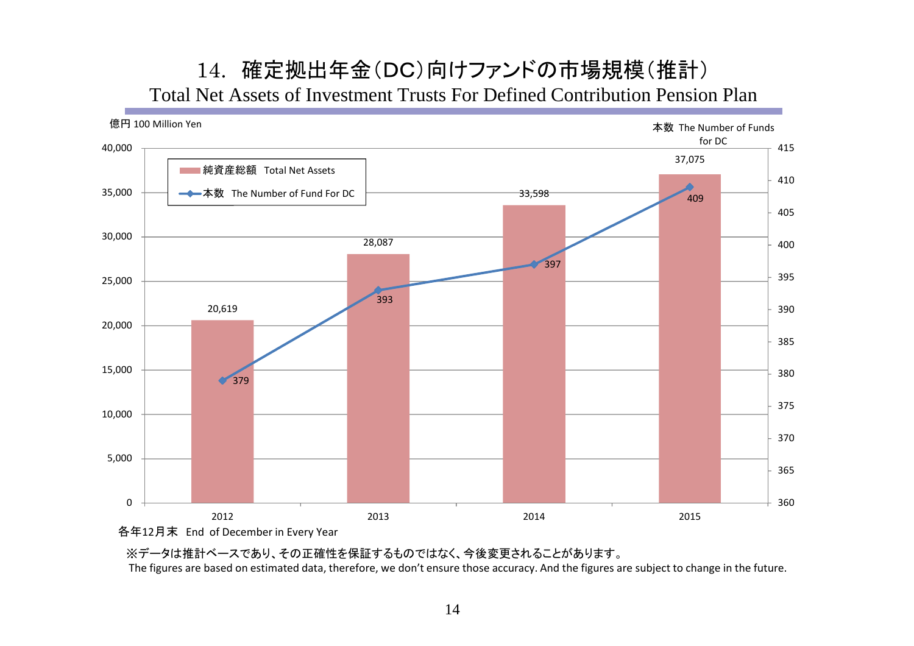# 14. 確定拠出年金（DC）向けファンドの市場規模（推計）

## Total Net Assets of Investment Trusts For Defined Contribution Pension Plan

億円 100 Million Yen

本数 The Number of Funds for DC

| 各年12月末 End of December in Every Year | 純資産総額 Total Net Assets | 本数 The Number of Fund For DC |
|---|---|---|
| 2012 | 20,619 | 379 |
| 2013 | 28,087 | 393 |
| 2014 | 33,598 | 397 |
| 2015 | 37,075 | 409 |

※データは推計ベースであり、その正確性を保証するものではなく、今後変更されることがあります。

The figures are based on estimated data, therefore, we don't ensure those accuracy. And the figures are subject to change in the future.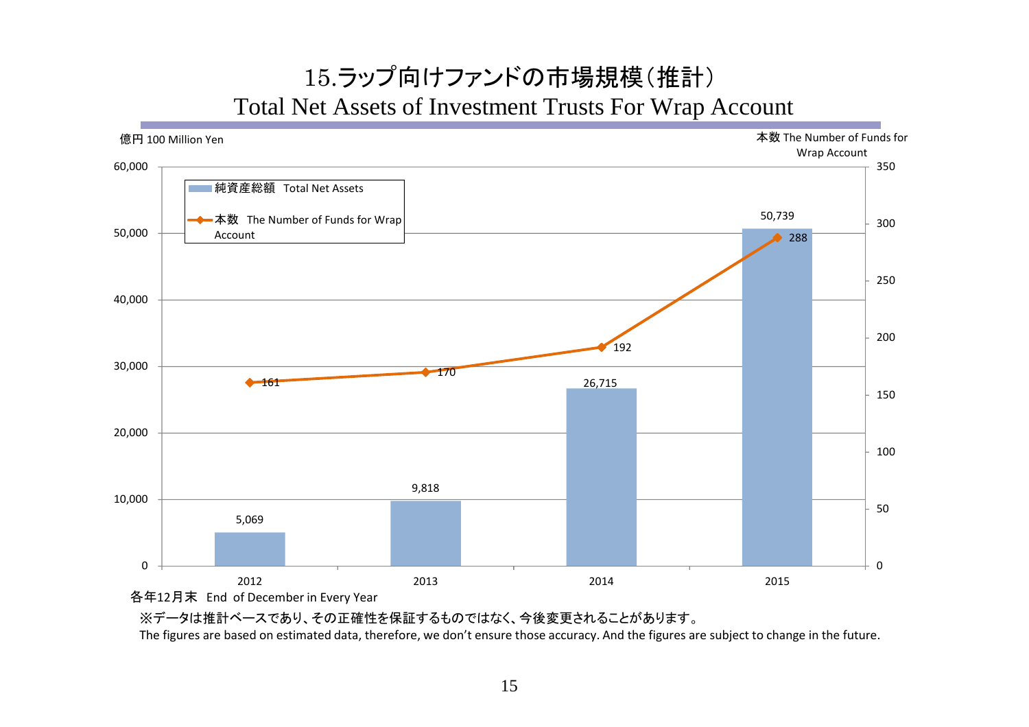# 15.ラップ向けファンドの市場規模（推計）
# Total Net Assets of Investment Trusts For Wrap Account

億円 100 Million Yen

本数 The Number of Funds for Wrap Account

| 各年12月末 End of December in Every Year | 純資産総額 Total Net Assets | 本数 The Number of Funds for Wrap Account |
|---|---|---|
| 2012 | 5,069 | 161 |
| 2013 | 9,818 | 170 |
| 2014 | 26,715 | 192 |
| 2015 | 50,739 | 288 |

※データは推計ベースであり、その正確性を保証するものではなく、今後変更されることがあります。

The figures are based on estimated data, therefore, we don't ensure those accuracy. And the figures are subject to change in the future.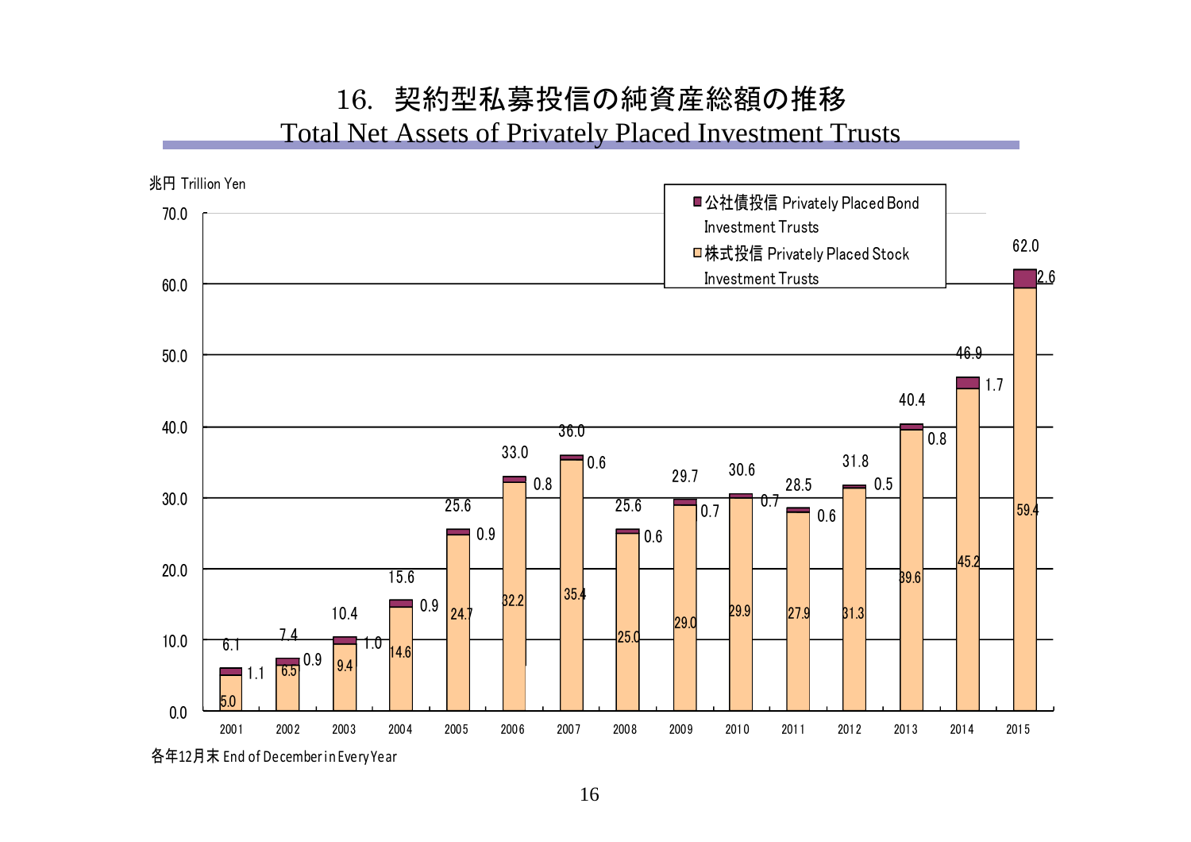# 16.　契約型私募投信の純資産総額の推移

## Total Net Assets of Privately Placed Investment Trusts

兆円 Trillion Yen

| 年 Year | 株式投信 Privately Placed Stock Investment Trusts | 公社債投信 Privately Placed Bond Investment Trusts | 合計 Total |
|---|---|---|---|
| 2001 | 5.0 | 1.1 | 6.1 |
| 2002 | 6.5 | 0.9 | 7.4 |
| 2003 | 9.4 | 1.0 | 10.4 |
| 2004 | 14.6 | 0.9 | 15.6 |
| 2005 | 24.7 | 0.9 | 25.6 |
| 2006 | 32.2 | 0.8 | 33.0 |
| 2007 | 35.4 | 0.6 | 36.0 |
| 2008 | 25.0 | 0.6 | 25.6 |
| 2009 | 29.0 | 0.7 | 29.7 |
| 2010 | 29.9 | 0.7 | 30.6 |
| 2011 | 27.9 | 0.6 | 28.5 |
| 2012 | 31.3 | 0.5 | 31.8 |
| 2013 | 39.6 | 0.8 | 40.4 |
| 2014 | 45.2 | 1.7 | 46.9 |
| 2015 | 59.4 | 2.6 | 62.0 |

各年12月末 End of December in Every Year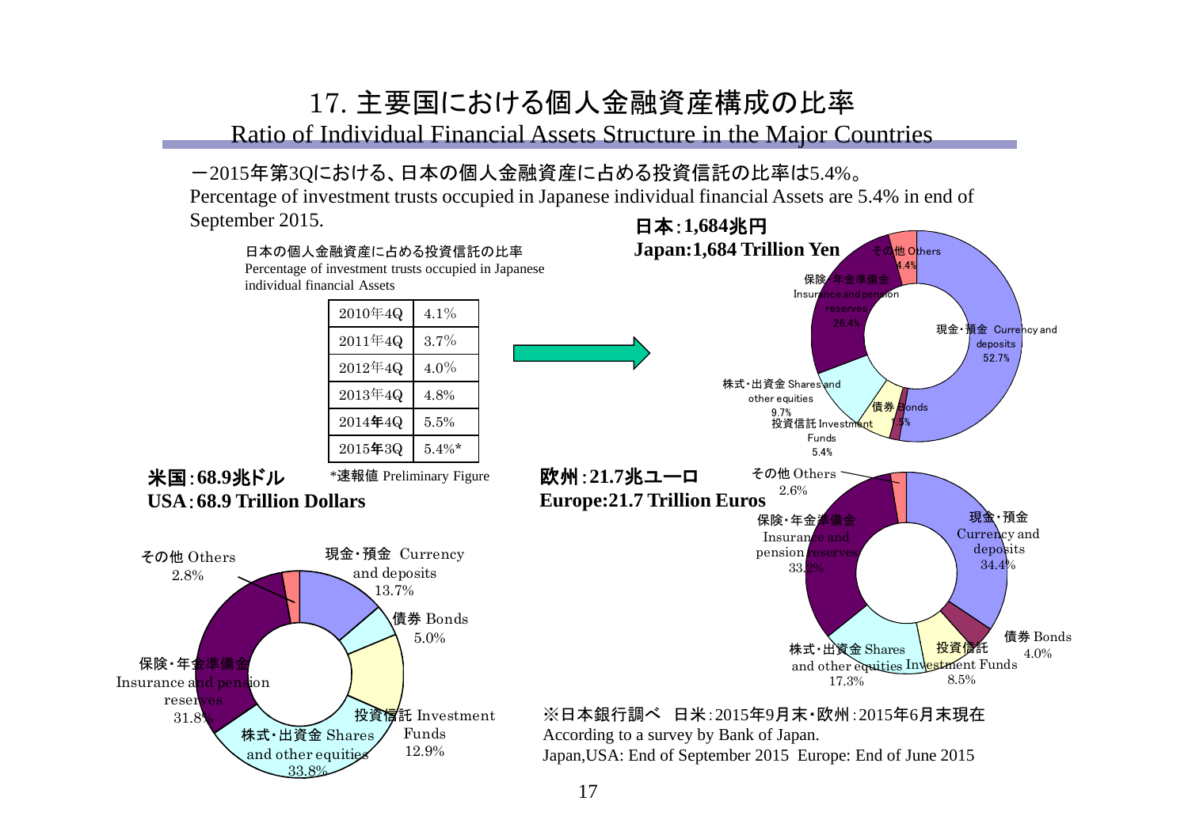# 17. 主要国における個人金融資産構成の比率

Ratio of Individual Financial Assets Structure in the Major Countries

－2015年第3Qにおける、日本の個人金融資産に占める投資信託の比率は5.4%。

Percentage of investment trusts occupied in Japanese individual financial Assets are 5.4% in end of September 2015.

日本の個人金融資産に占める投資信託の比率
Percentage of investment trusts occupied in Japanese individual financial Assets

| | |
|---|---|
| 2010年4Q | 4.1% |
| 2011年4Q | 3.7% |
| 2012年4Q | 4.0% |
| 2013年4Q | 4.8% |
| 2014年4Q | 5.5% |
| 2015年3Q | 5.4%* |

*速報値 Preliminary Figure

**日本：1,684兆円**
**Japan:1,684 Trillion Yen**

- 現金・預金 Currency and deposits 52.7%
- 債券 Bonds 1.5%
- 投資信託 Investment Funds 5.4%
- 株式・出資金 Shares and other equities 9.7%
- 保険・年金準備金 Insurance and pension reserves 26.4%
- その他 Others 4.4%

**米国：68.9兆ドル**
**USA：68.9 Trillion Dollars**

- 現金・預金 Currency and deposits 13.7%
- 債券 Bonds 5.0%
- 投資信託 Investment Funds 12.9%
- 株式・出資金 Shares and other equities 33.8%
- 保険・年金準備金 Insurance and pension reserves 31.8%
- その他 Others 2.8%

**欧州：21.7兆ユーロ**
**Europe:21.7 Trillion Euros**

- 現金・預金 Currency and deposits 34.4%
- 債券 Bonds 4.0%
- 投資信託 Investment Funds 8.5%
- 株式・出資金 Shares and other equities 17.3%
- 保険・年金準備金 Insurance and pension reserves 33.2%
- その他 Others 2.6%

※日本銀行調べ　日米：2015年9月末・欧州：2015年6月末現在
According to a survey by Bank of Japan.
Japan,USA: End of September 2015 Europe: End of June 2015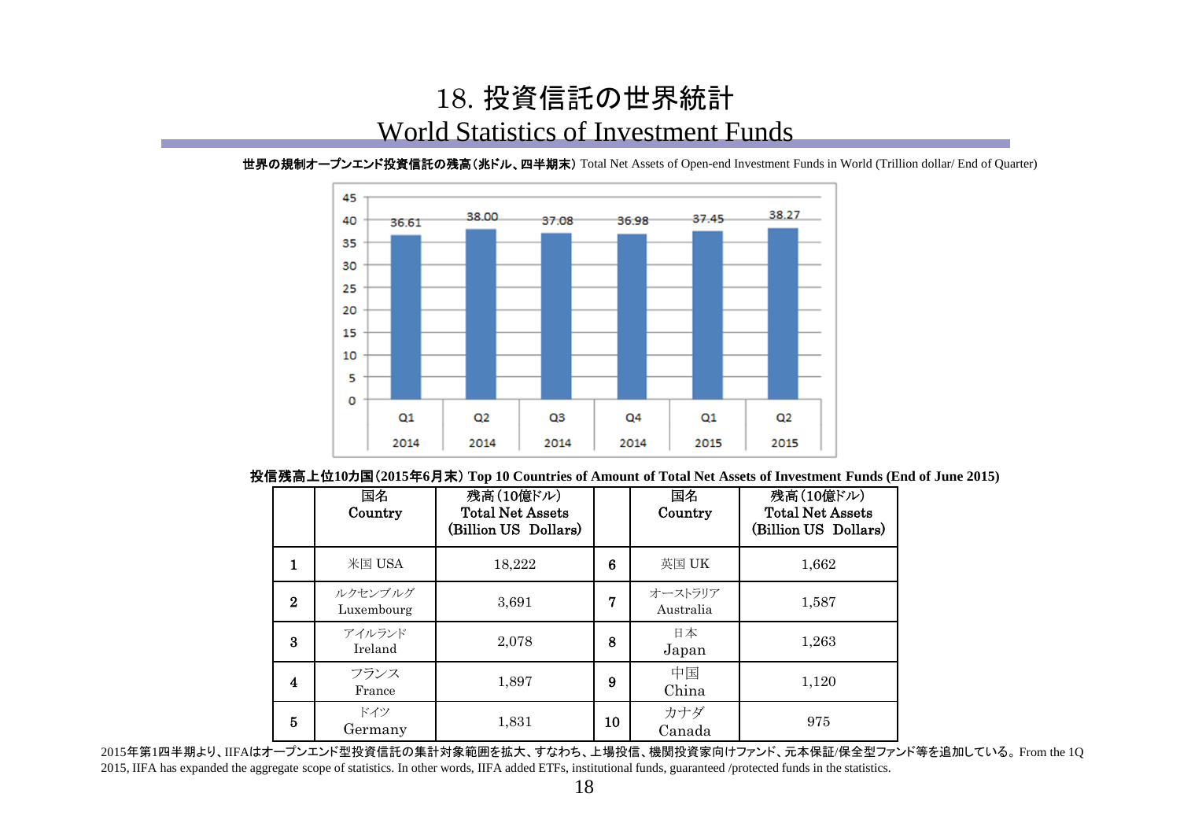# 18. 投資信託の世界統計
# World Statistics of Investment Funds

**世界の規制オープンエンド投資信託の残高（兆ドル、四半期末）** Total Net Assets of Open-end Investment Funds in World (Trillion dollar/ End of Quarter)

| | Q1 2014 | Q2 2014 | Q3 2014 | Q4 2014 | Q1 2015 | Q2 2015 |
|---|---|---|---|---|---|---|
| 残高 | 36.61 | 38.00 | 37.08 | 36.98 | 37.45 | 38.27 |

**投信残高上位10カ国（2015年6月末）** **Top 10 Countries of Amount of Total Net Assets of Investment Funds (End of June 2015)**

| | 国名 Country | 残高（10億ドル） Total Net Assets (Billion US Dollars) | | 国名 Country | 残高（10億ドル） Total Net Assets (Billion US Dollars) |
|---|---|---|---|---|---|
| 1 | 米国 USA | 18,222 | 6 | 英国 UK | 1,662 |
| 2 | ルクセンブルグ Luxembourg | 3,691 | 7 | オーストラリア Australia | 1,587 |
| 3 | アイルランド Ireland | 2,078 | 8 | 日本 Japan | 1,263 |
| 4 | フランス France | 1,897 | 9 | 中国 China | 1,120 |
| 5 | ドイツ Germany | 1,831 | 10 | カナダ Canada | 975 |

2015年第1四半期より、IIFAはオープンエンド型投資信託の集計対象範囲を拡大、すなわち、上場投信、機関投資家向けファンド、元本保証/保全型ファンド等を追加している。From the 1Q 2015, IIFA has expanded the aggregate scope of statistics. In other words, IIFA added ETFs, institutional funds, guaranteed /protected funds in the statistics.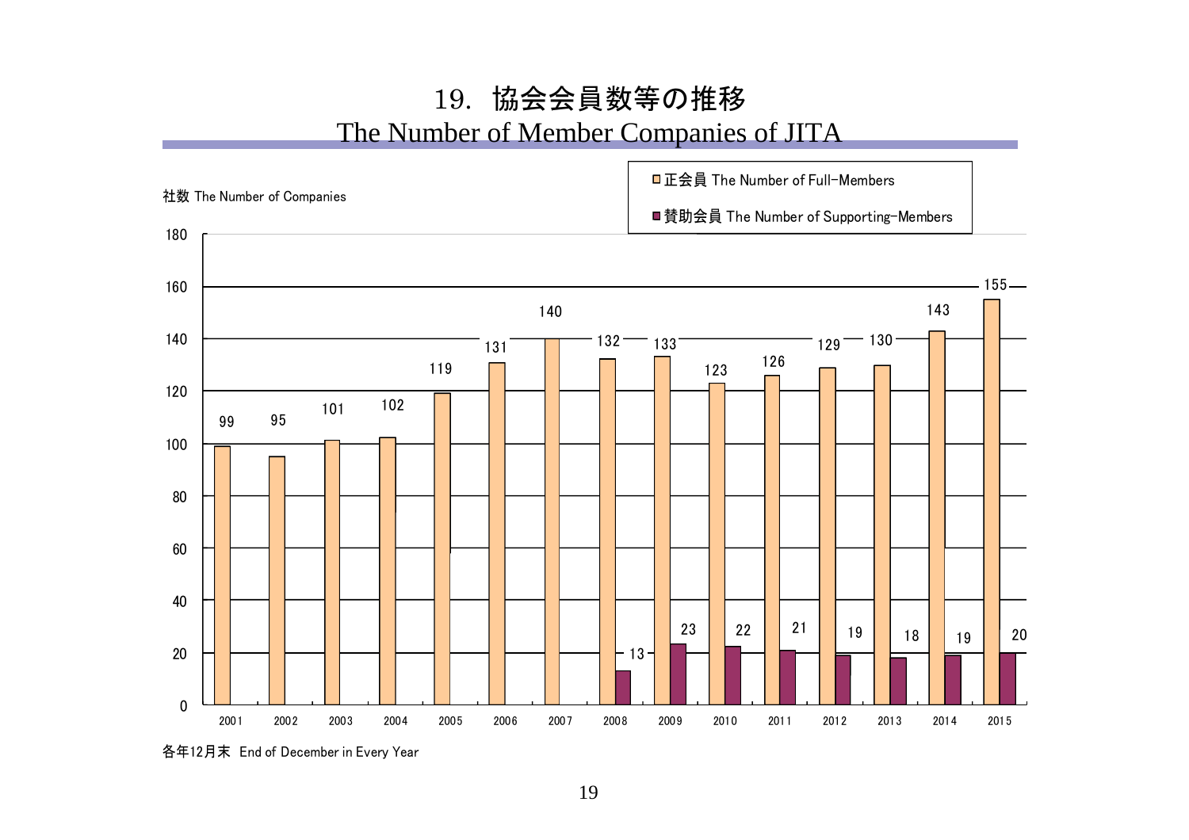# 19. 協会会員数等の推移
# The Number of Member Companies of JITA

□正会員 The Number of Full-Members

■賛助会員 The Number of Supporting-Members

社数 The Number of Companies

180
160
140
120
100
80
60
40
20
0

2001: 99
2002: 95
2003: 101
2004: 102
2005: 119
2006: 131
2007: 140
2008: 132, 13
2009: 133, 23
2010: 123, 22
2011: 126, 21
2012: 129, 19
2013: 130, 18
2014: 143, 19
2015: 155, 20

各年12月末 End of December in Every Year